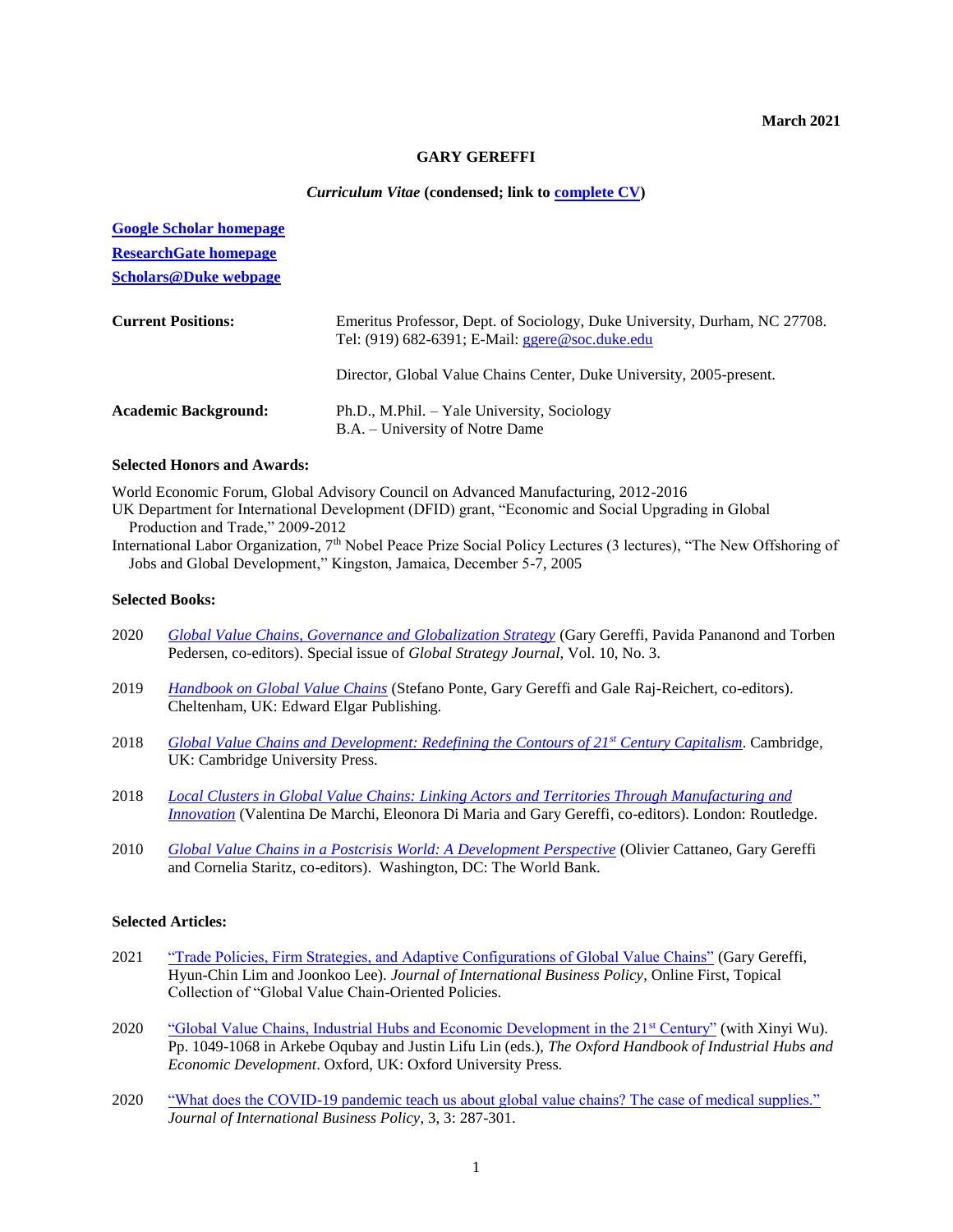**March 2021**

# GARY GEREFFI

***Curriculum Vitae* (condensed; link to complete CV)**

**Google Scholar homepage**
**ResearchGate homepage**
**Scholars@Duke webpage**

**Current Positions:** Emeritus Professor, Dept. of Sociology, Duke University, Durham, NC 27708. Tel: (919) 682-6391; E-Mail: ggere@soc.duke.edu

Director, Global Value Chains Center, Duke University, 2005-present.

**Academic Background:** Ph.D., M.Phil. – Yale University, Sociology
B.A. – University of Notre Dame

## Selected Honors and Awards:

World Economic Forum, Global Advisory Council on Advanced Manufacturing, 2012-2016
UK Department for International Development (DFID) grant, "Economic and Social Upgrading in Global Production and Trade," 2009-2012
International Labor Organization, 7th Nobel Peace Prize Social Policy Lectures (3 lectures), "The New Offshoring of Jobs and Global Development," Kingston, Jamaica, December 5-7, 2005

## Selected Books:

2020 *Global Value Chains, Governance and Globalization Strategy* (Gary Gereffi, Pavida Pananond and Torben Pedersen, co-editors). Special issue of *Global Strategy Journal*, Vol. 10, No. 3.

2019 *Handbook on Global Value Chains* (Stefano Ponte, Gary Gereffi and Gale Raj-Reichert, co-editors). Cheltenham, UK: Edward Elgar Publishing.

2018 *Global Value Chains and Development: Redefining the Contours of 21st Century Capitalism*. Cambridge, UK: Cambridge University Press.

2018 *Local Clusters in Global Value Chains: Linking Actors and Territories Through Manufacturing and Innovation* (Valentina De Marchi, Eleonora Di Maria and Gary Gereffi, co-editors). London: Routledge.

2010 *Global Value Chains in a Postcrisis World: A Development Perspective* (Olivier Cattaneo, Gary Gereffi and Cornelia Staritz, co-editors). Washington, DC: The World Bank.

## Selected Articles:

2021 "Trade Policies, Firm Strategies, and Adaptive Configurations of Global Value Chains" (Gary Gereffi, Hyun-Chin Lim and Joonkoo Lee). *Journal of International Business Policy*, Online First, Topical Collection of "Global Value Chain-Oriented Policies.

2020 "Global Value Chains, Industrial Hubs and Economic Development in the 21st Century" (with Xinyi Wu). Pp. 1049-1068 in Arkebe Oqubay and Justin Lifu Lin (eds.), *The Oxford Handbook of Industrial Hubs and Economic Development*. Oxford, UK: Oxford University Press.

2020 "What does the COVID-19 pandemic teach us about global value chains? The case of medical supplies." *Journal of International Business Policy*, 3, 3: 287-301.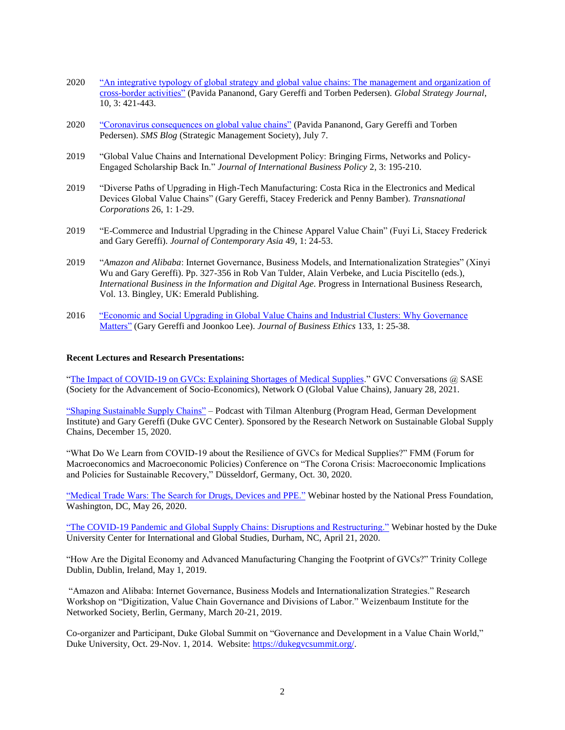2020 "An integrative typology of global strategy and global value chains: The management and organization of cross-border activities" (Pavida Pananond, Gary Gereffi and Torben Pedersen). *Global Strategy Journal*, 10, 3: 421-443.

2020 "Coronavirus consequences on global value chains" (Pavida Pananond, Gary Gereffi and Torben Pedersen). *SMS Blog* (Strategic Management Society), July 7.

2019 "Global Value Chains and International Development Policy: Bringing Firms, Networks and Policy-Engaged Scholarship Back In." *Journal of International Business Policy* 2, 3: 195-210.

2019 "Diverse Paths of Upgrading in High-Tech Manufacturing: Costa Rica in the Electronics and Medical Devices Global Value Chains" (Gary Gereffi, Stacey Frederick and Penny Bamber). *Transnational Corporations* 26, 1: 1-29.

2019 "E-Commerce and Industrial Upgrading in the Chinese Apparel Value Chain" (Fuyi Li, Stacey Frederick and Gary Gereffi). *Journal of Contemporary Asia* 49, 1: 24-53.

2019 "*Amazon and Alibaba*: Internet Governance, Business Models, and Internationalization Strategies" (Xinyi Wu and Gary Gereffi). Pp. 327-356 in Rob Van Tulder, Alain Verbeke, and Lucia Piscitello (eds.), *International Business in the Information and Digital Age*. Progress in International Business Research, Vol. 13. Bingley, UK: Emerald Publishing.

2016 "Economic and Social Upgrading in Global Value Chains and Industrial Clusters: Why Governance Matters" (Gary Gereffi and Joonkoo Lee). *Journal of Business Ethics* 133, 1: 25-38.

**Recent Lectures and Research Presentations:**

"The Impact of COVID-19 on GVCs: Explaining Shortages of Medical Supplies." GVC Conversations @ SASE (Society for the Advancement of Socio-Economics), Network O (Global Value Chains), January 28, 2021.

"Shaping Sustainable Supply Chains" – Podcast with Tilman Altenburg (Program Head, German Development Institute) and Gary Gereffi (Duke GVC Center). Sponsored by the Research Network on Sustainable Global Supply Chains, December 15, 2020.

"What Do We Learn from COVID-19 about the Resilience of GVCs for Medical Supplies?" FMM (Forum for Macroeconomics and Macroeconomic Policies) Conference on "The Corona Crisis: Macroeconomic Implications and Policies for Sustainable Recovery," Düsseldorf, Germany, Oct. 30, 2020.

"Medical Trade Wars: The Search for Drugs, Devices and PPE." Webinar hosted by the National Press Foundation, Washington, DC, May 26, 2020.

"The COVID-19 Pandemic and Global Supply Chains: Disruptions and Restructuring." Webinar hosted by the Duke University Center for International and Global Studies, Durham, NC, April 21, 2020.

"How Are the Digital Economy and Advanced Manufacturing Changing the Footprint of GVCs?" Trinity College Dublin, Dublin, Ireland, May 1, 2019.

"Amazon and Alibaba: Internet Governance, Business Models and Internationalization Strategies." Research Workshop on "Digitization, Value Chain Governance and Divisions of Labor." Weizenbaum Institute for the Networked Society, Berlin, Germany, March 20-21, 2019.

Co-organizer and Participant, Duke Global Summit on "Governance and Development in a Value Chain World," Duke University, Oct. 29-Nov. 1, 2014. Website: https://dukegvcsummit.org/.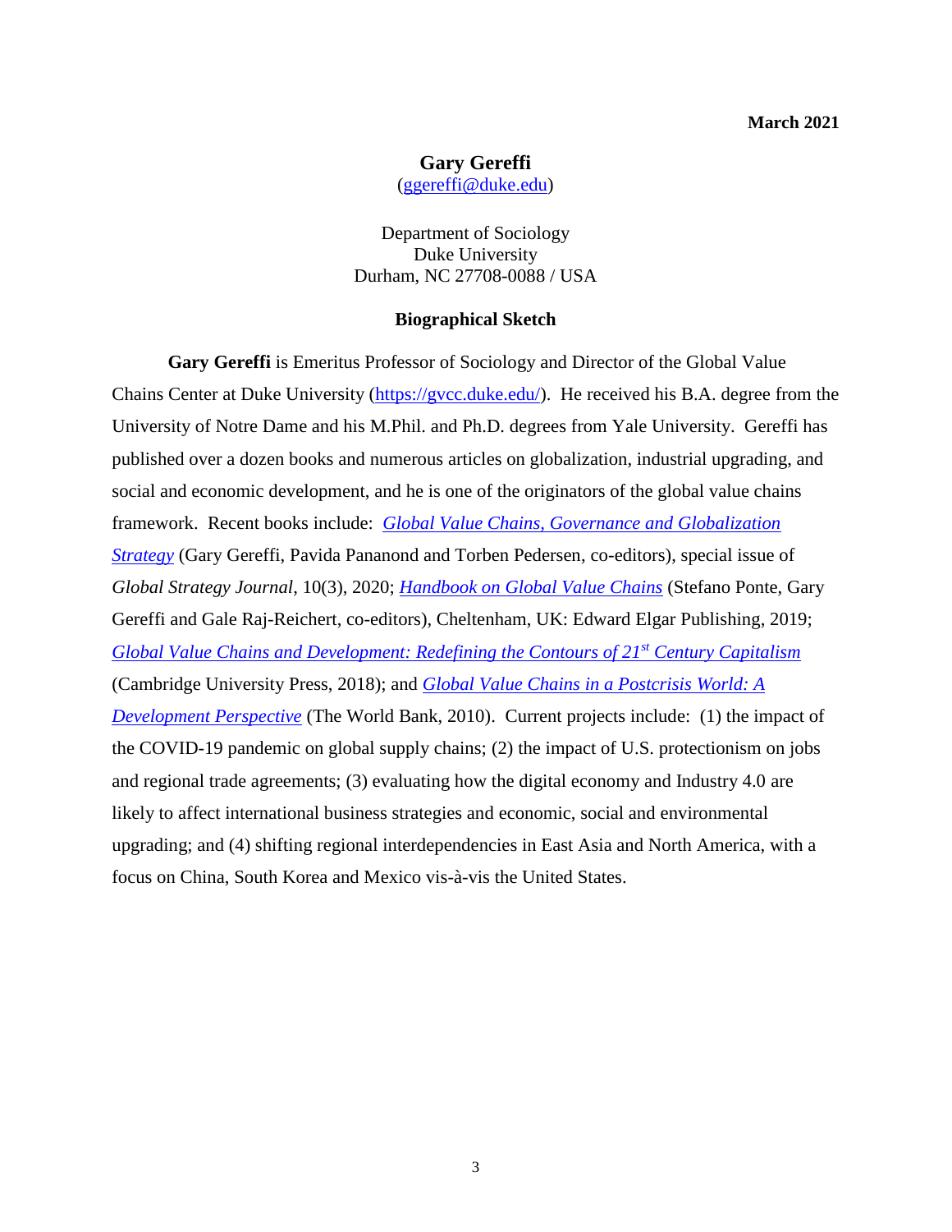**March 2021**

**Gary Gereffi**
(ggereffi@duke.edu)

Department of Sociology
Duke University
Durham, NC 27708-0088 / USA

**Biographical Sketch**

**Gary Gereffi** is Emeritus Professor of Sociology and Director of the Global Value Chains Center at Duke University (https://gvcc.duke.edu/). He received his B.A. degree from the University of Notre Dame and his M.Phil. and Ph.D. degrees from Yale University. Gereffi has published over a dozen books and numerous articles on globalization, industrial upgrading, and social and economic development, and he is one of the originators of the global value chains framework. Recent books include: *Global Value Chains, Governance and Globalization Strategy* (Gary Gereffi, Pavida Pananond and Torben Pedersen, co-editors), special issue of *Global Strategy Journal*, 10(3), 2020; *Handbook on Global Value Chains* (Stefano Ponte, Gary Gereffi and Gale Raj-Reichert, co-editors), Cheltenham, UK: Edward Elgar Publishing, 2019; *Global Value Chains and Development: Redefining the Contours of 21st Century Capitalism* (Cambridge University Press, 2018); and *Global Value Chains in a Postcrisis World: A Development Perspective* (The World Bank, 2010). Current projects include: (1) the impact of the COVID-19 pandemic on global supply chains; (2) the impact of U.S. protectionism on jobs and regional trade agreements; (3) evaluating how the digital economy and Industry 4.0 are likely to affect international business strategies and economic, social and environmental upgrading; and (4) shifting regional interdependencies in East Asia and North America, with a focus on China, South Korea and Mexico vis-à-vis the United States.